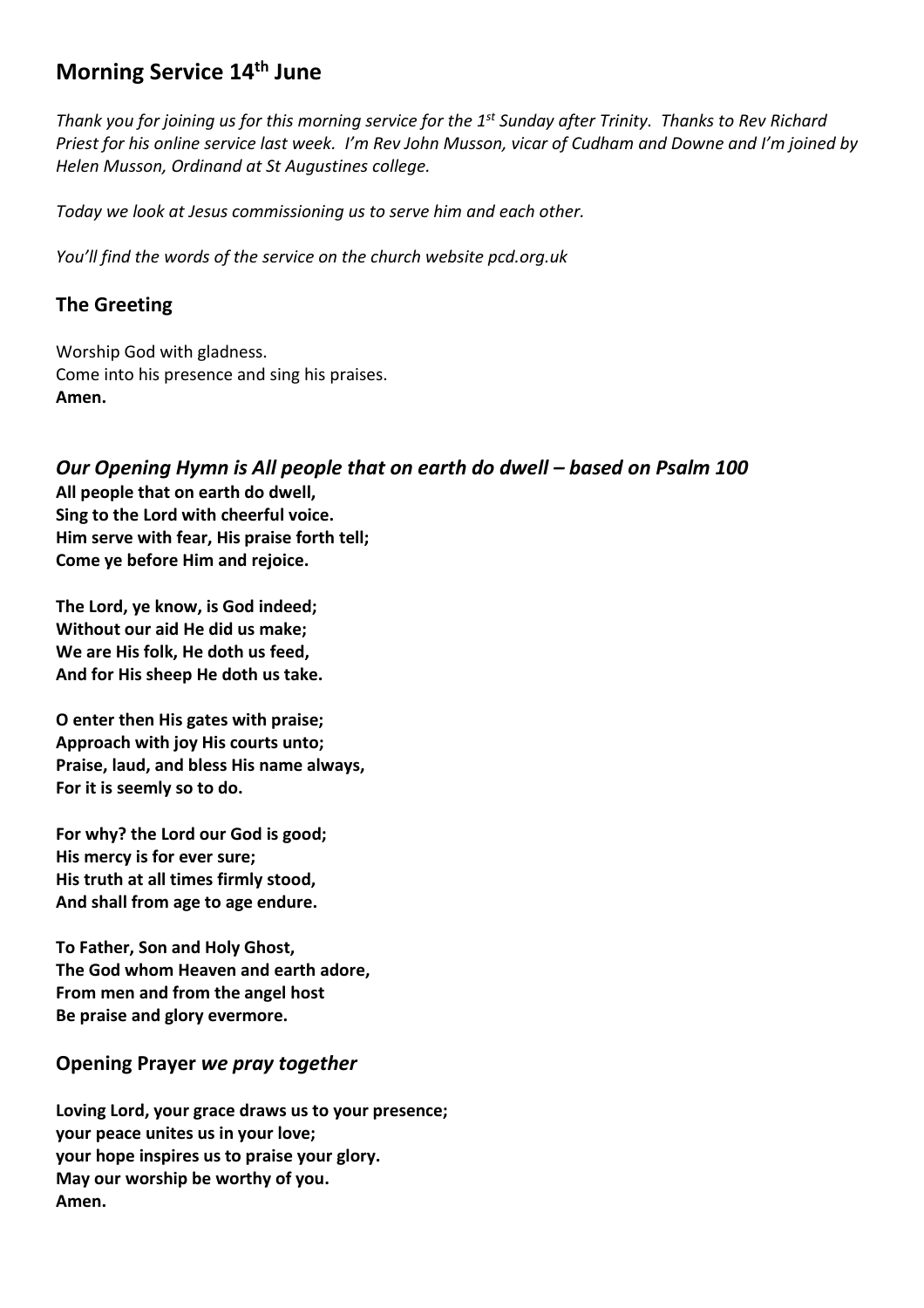# Morning Service 14th June

*Thank you for joining us for this morning service for the 1st Sunday after Trinity. Thanks to Rev Richard Priest for his online service last week. I'm Rev John Musson, vicar of Cudham and Downe and I'm joined by Helen Musson, Ordinand at St Augustines college.*

*Today we look at Jesus commissioning us to serve him and each other.*

*You'll find the words of the service on the church website pcd.org.uk*

## The Greeting

Worship God with gladness.
Come into his presence and sing his praises.
**Amen.**

## *Our Opening Hymn is All people that on earth do dwell – based on Psalm 100*

**All people that on earth do dwell,**
**Sing to the Lord with cheerful voice.**
**Him serve with fear, His praise forth tell;**
**Come ye before Him and rejoice.**

**The Lord, ye know, is God indeed;**
**Without our aid He did us make;**
**We are His folk, He doth us feed,**
**And for His sheep He doth us take.**

**O enter then His gates with praise;**
**Approach with joy His courts unto;**
**Praise, laud, and bless His name always,**
**For it is seemly so to do.**

**For why? the Lord our God is good;**
**His mercy is for ever sure;**
**His truth at all times firmly stood,**
**And shall from age to age endure.**

**To Father, Son and Holy Ghost,**
**The God whom Heaven and earth adore,**
**From men and from the angel host**
**Be praise and glory evermore.**

## Opening Prayer *we pray together*

**Loving Lord, your grace draws us to your presence;**
**your peace unites us in your love;**
**your hope inspires us to praise your glory.**
**May our worship be worthy of you.**
**Amen.**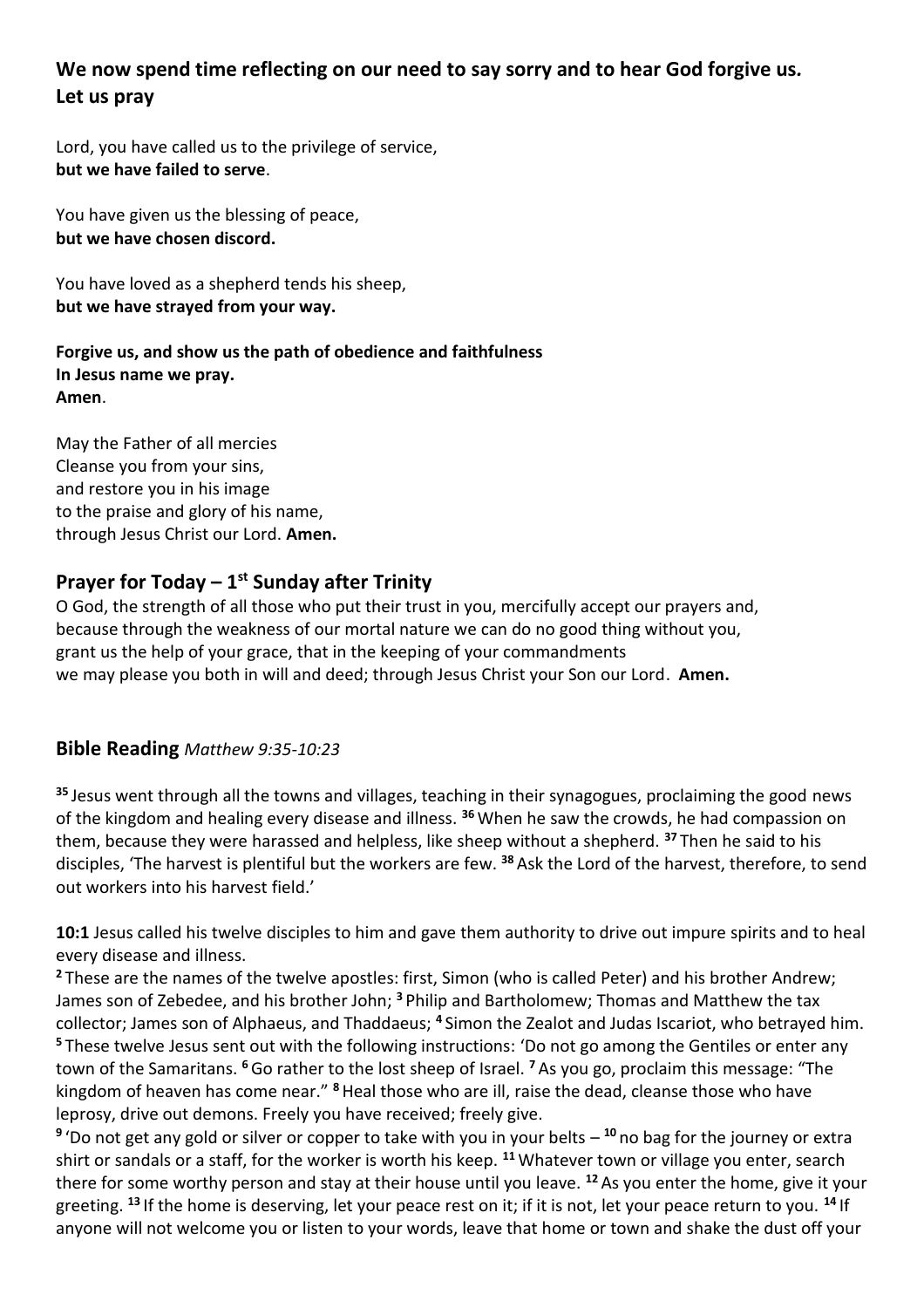## We now spend time reflecting on our need to say sorry and to hear God forgive us. Let us pray

Lord, you have called us to the privilege of service,
**but we have failed to serve**.

You have given us the blessing of peace,
**but we have chosen discord.**

You have loved as a shepherd tends his sheep,
**but we have strayed from your way.**

**Forgive us, and show us the path of obedience and faithfulness**
**In Jesus name we pray.**
**Amen**.

May the Father of all mercies
Cleanse you from your sins,
and restore you in his image
to the praise and glory of his name,
through Jesus Christ our Lord. **Amen.**

## Prayer for Today – 1st Sunday after Trinity

O God, the strength of all those who put their trust in you, mercifully accept our prayers and,
because through the weakness of our mortal nature we can do no good thing without you,
grant us the help of your grace, that in the keeping of your commandments
we may please you both in will and deed; through Jesus Christ your Son our Lord. **Amen.**

## Bible Reading *Matthew 9:35-10:23*

**35** Jesus went through all the towns and villages, teaching in their synagogues, proclaiming the good news of the kingdom and healing every disease and illness. **36** When he saw the crowds, he had compassion on them, because they were harassed and helpless, like sheep without a shepherd. **37** Then he said to his disciples, 'The harvest is plentiful but the workers are few. **38** Ask the Lord of the harvest, therefore, to send out workers into his harvest field.'

**10:1** Jesus called his twelve disciples to him and gave them authority to drive out impure spirits and to heal every disease and illness.
**2** These are the names of the twelve apostles: first, Simon (who is called Peter) and his brother Andrew; James son of Zebedee, and his brother John; **3** Philip and Bartholomew; Thomas and Matthew the tax collector; James son of Alphaeus, and Thaddaeus; **4** Simon the Zealot and Judas Iscariot, who betrayed him.
**5** These twelve Jesus sent out with the following instructions: 'Do not go among the Gentiles or enter any town of the Samaritans. **6** Go rather to the lost sheep of Israel. **7** As you go, proclaim this message: "The kingdom of heaven has come near." **8** Heal those who are ill, raise the dead, cleanse those who have leprosy, drive out demons. Freely you have received; freely give.
**9** 'Do not get any gold or silver or copper to take with you in your belts – **10** no bag for the journey or extra shirt or sandals or a staff, for the worker is worth his keep. **11** Whatever town or village you enter, search there for some worthy person and stay at their house until you leave. **12** As you enter the home, give it your greeting. **13** If the home is deserving, let your peace rest on it; if it is not, let your peace return to you. **14** If anyone will not welcome you or listen to your words, leave that home or town and shake the dust off your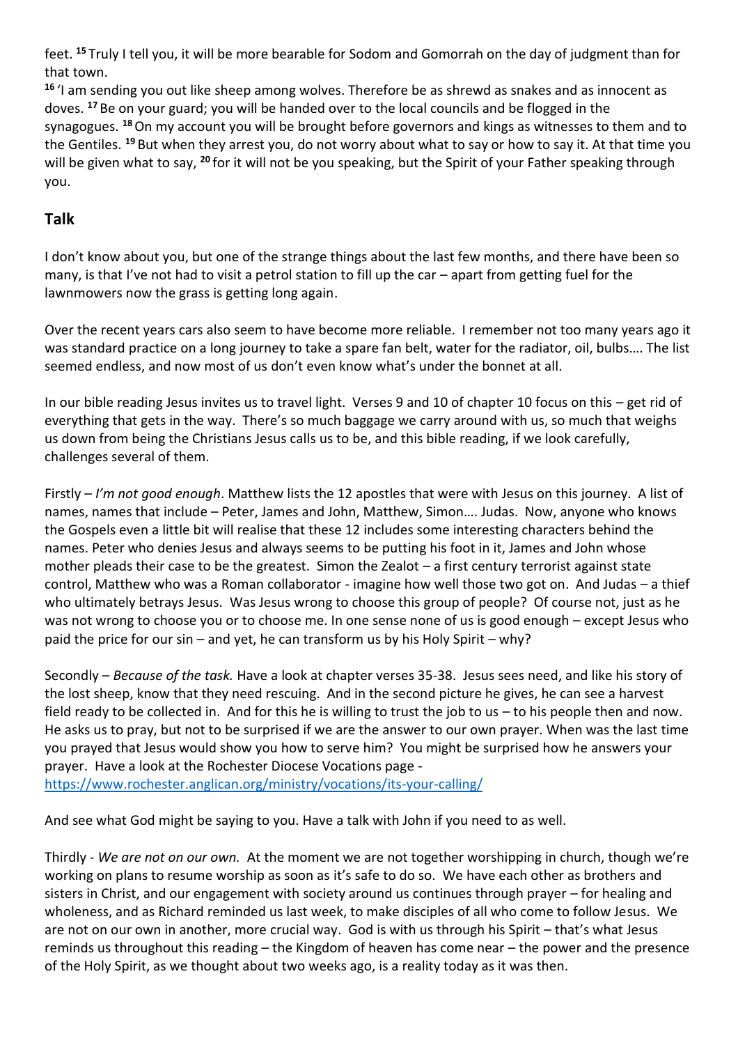feet. [15] Truly I tell you, it will be more bearable for Sodom and Gomorrah on the day of judgment than for that town.

[16] 'I am sending you out like sheep among wolves. Therefore be as shrewd as snakes and as innocent as doves. [17] Be on your guard; you will be handed over to the local councils and be flogged in the synagogues. [18] On my account you will be brought before governors and kings as witnesses to them and to the Gentiles. [19] But when they arrest you, do not worry about what to say or how to say it. At that time you will be given what to say, [20] for it will not be you speaking, but the Spirit of your Father speaking through you.

## Talk

I don't know about you, but one of the strange things about the last few months, and there have been so many, is that I've not had to visit a petrol station to fill up the car – apart from getting fuel for the lawnmowers now the grass is getting long again.

Over the recent years cars also seem to have become more reliable. I remember not too many years ago it was standard practice on a long journey to take a spare fan belt, water for the radiator, oil, bulbs…. The list seemed endless, and now most of us don't even know what's under the bonnet at all.

In our bible reading Jesus invites us to travel light. Verses 9 and 10 of chapter 10 focus on this – get rid of everything that gets in the way. There's so much baggage we carry around with us, so much that weighs us down from being the Christians Jesus calls us to be, and this bible reading, if we look carefully, challenges several of them.

Firstly – *I'm not good enough*. Matthew lists the 12 apostles that were with Jesus on this journey. A list of names, names that include – Peter, James and John, Matthew, Simon…. Judas. Now, anyone who knows the Gospels even a little bit will realise that these 12 includes some interesting characters behind the names. Peter who denies Jesus and always seems to be putting his foot in it, James and John whose mother pleads their case to be the greatest. Simon the Zealot – a first century terrorist against state control, Matthew who was a Roman collaborator - imagine how well those two got on. And Judas – a thief who ultimately betrays Jesus. Was Jesus wrong to choose this group of people? Of course not, just as he was not wrong to choose you or to choose me. In one sense none of us is good enough – except Jesus who paid the price for our sin – and yet, he can transform us by his Holy Spirit – why?

Secondly – *Because of the task.* Have a look at chapter verses 35-38. Jesus sees need, and like his story of the lost sheep, know that they need rescuing. And in the second picture he gives, he can see a harvest field ready to be collected in. And for this he is willing to trust the job to us – to his people then and now. He asks us to pray, but not to be surprised if we are the answer to our own prayer. When was the last time you prayed that Jesus would show you how to serve him? You might be surprised how he answers your prayer. Have a look at the Rochester Diocese Vocations page - https://www.rochester.anglican.org/ministry/vocations/its-your-calling/

And see what God might be saying to you. Have a talk with John if you need to as well.

Thirdly - *We are not on our own.* At the moment we are not together worshipping in church, though we're working on plans to resume worship as soon as it's safe to do so. We have each other as brothers and sisters in Christ, and our engagement with society around us continues through prayer – for healing and wholeness, and as Richard reminded us last week, to make disciples of all who come to follow Jesus. We are not on our own in another, more crucial way. God is with us through his Spirit – that's what Jesus reminds us throughout this reading – the Kingdom of heaven has come near – the power and the presence of the Holy Spirit, as we thought about two weeks ago, is a reality today as it was then.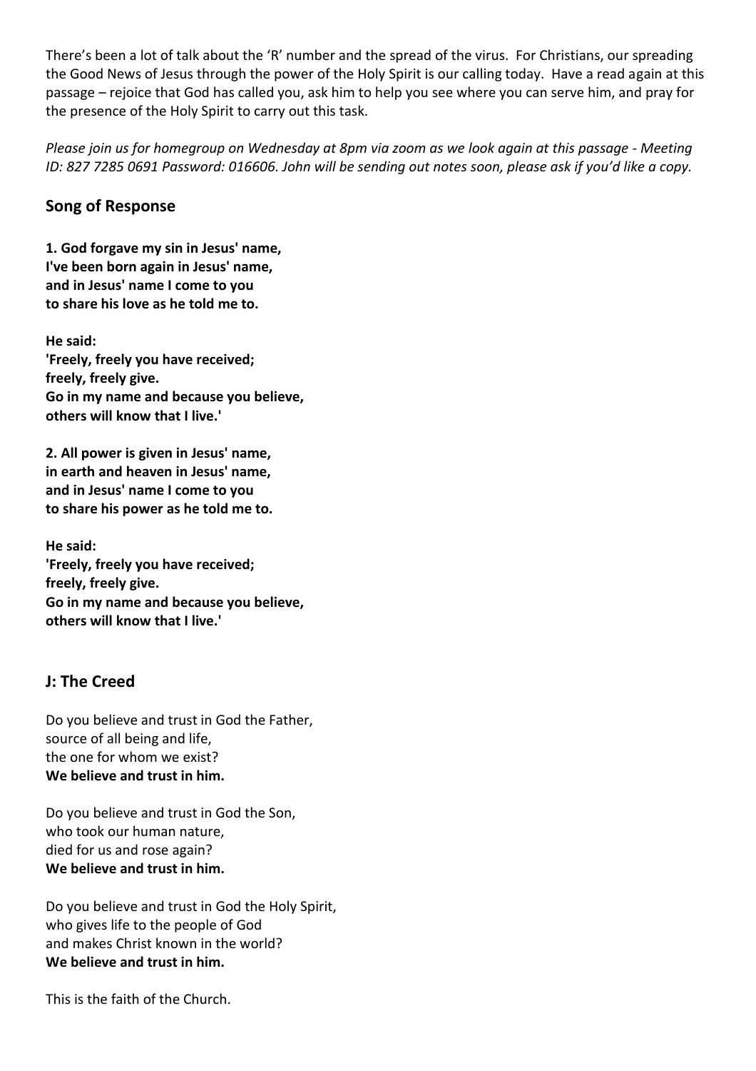There's been a lot of talk about the 'R' number and the spread of the virus. For Christians, our spreading the Good News of Jesus through the power of the Holy Spirit is our calling today. Have a read again at this passage – rejoice that God has called you, ask him to help you see where you can serve him, and pray for the presence of the Holy Spirit to carry out this task.

*Please join us for homegroup on Wednesday at 8pm via zoom as we look again at this passage - Meeting ID: 827 7285 0691 Password: 016606. John will be sending out notes soon, please ask if you'd like a copy.*

## Song of Response

**1. God forgave my sin in Jesus' name,
I've been born again in Jesus' name,
and in Jesus' name I come to you
to share his love as he told me to.**

**He said:
'Freely, freely you have received;
freely, freely give.
Go in my name and because you believe,
others will know that I live.'**

**2. All power is given in Jesus' name,
in earth and heaven in Jesus' name,
and in Jesus' name I come to you
to share his power as he told me to.**

**He said:
'Freely, freely you have received;
freely, freely give.
Go in my name and because you believe,
others will know that I live.'**

## J: The Creed

Do you believe and trust in God the Father,
source of all being and life,
the one for whom we exist?
**We believe and trust in him.**

Do you believe and trust in God the Son,
who took our human nature,
died for us and rose again?
**We believe and trust in him.**

Do you believe and trust in God the Holy Spirit,
who gives life to the people of God
and makes Christ known in the world?
**We believe and trust in him.**

This is the faith of the Church.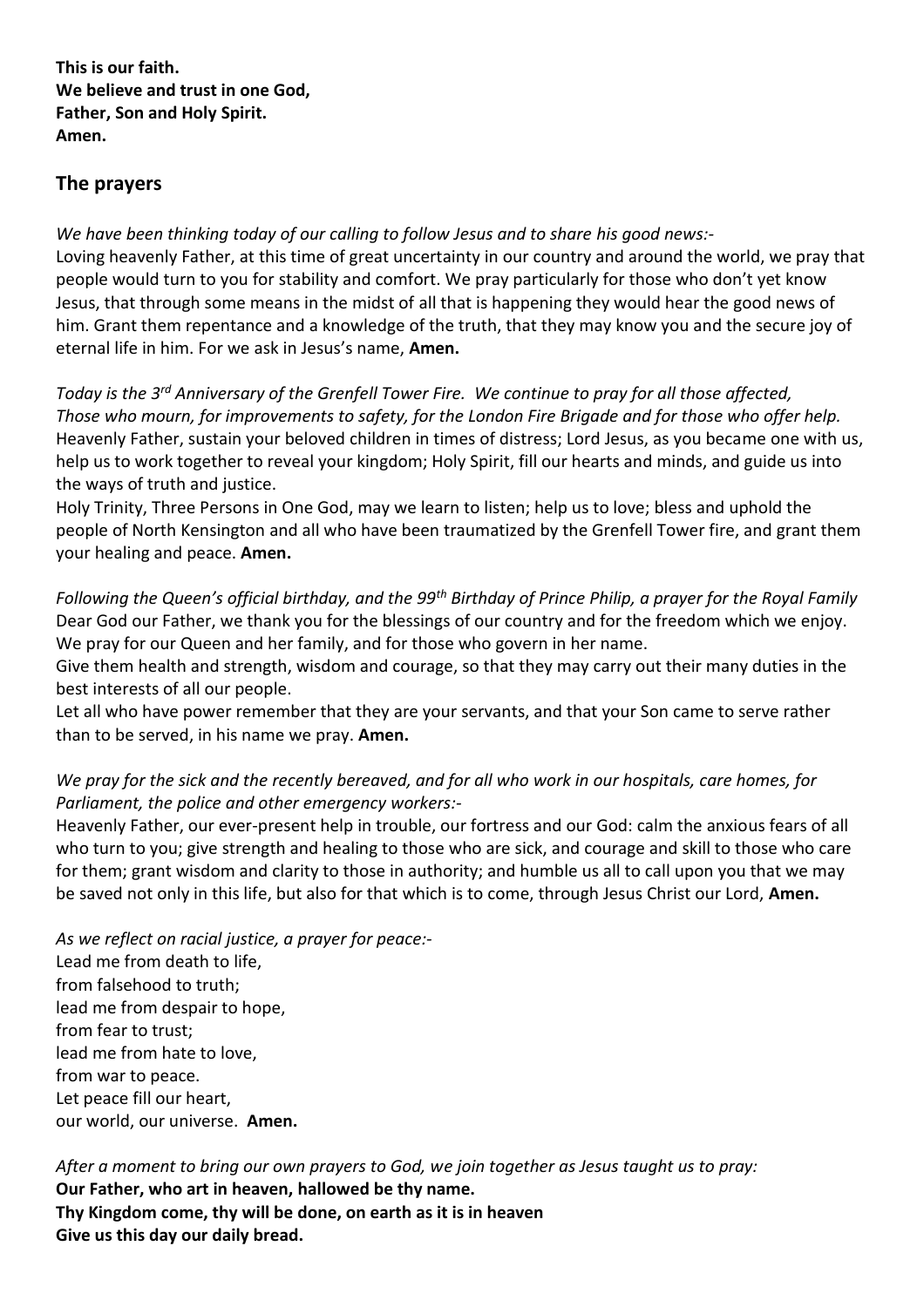**This is our faith.**
**We believe and trust in one God,**
**Father, Son and Holy Spirit.**
**Amen.**

## The prayers

*We have been thinking today of our calling to follow Jesus and to share his good news:-*
Loving heavenly Father, at this time of great uncertainty in our country and around the world, we pray that people would turn to you for stability and comfort. We pray particularly for those who don't yet know Jesus, that through some means in the midst of all that is happening they would hear the good news of him. Grant them repentance and a knowledge of the truth, that they may know you and the secure joy of eternal life in him. For we ask in Jesus's name, **Amen.**

*Today is the 3rd Anniversary of the Grenfell Tower Fire. We continue to pray for all those affected, Those who mourn, for improvements to safety, for the London Fire Brigade and for those who offer help.*
Heavenly Father, sustain your beloved children in times of distress; Lord Jesus, as you became one with us, help us to work together to reveal your kingdom; Holy Spirit, fill our hearts and minds, and guide us into the ways of truth and justice.
Holy Trinity, Three Persons in One God, may we learn to listen; help us to love; bless and uphold the people of North Kensington and all who have been traumatized by the Grenfell Tower fire, and grant them your healing and peace. **Amen.**

*Following the Queen's official birthday, and the 99th Birthday of Prince Philip, a prayer for the Royal Family*
Dear God our Father, we thank you for the blessings of our country and for the freedom which we enjoy. We pray for our Queen and her family, and for those who govern in her name.
Give them health and strength, wisdom and courage, so that they may carry out their many duties in the best interests of all our people.
Let all who have power remember that they are your servants, and that your Son came to serve rather than to be served, in his name we pray. **Amen.**

*We pray for the sick and the recently bereaved, and for all who work in our hospitals, care homes, for Parliament, the police and other emergency workers:-*
Heavenly Father, our ever-present help in trouble, our fortress and our God: calm the anxious fears of all who turn to you; give strength and healing to those who are sick, and courage and skill to those who care for them; grant wisdom and clarity to those in authority; and humble us all to call upon you that we may be saved not only in this life, but also for that which is to come, through Jesus Christ our Lord, **Amen.**

*As we reflect on racial justice, a prayer for peace:-*
Lead me from death to life,
from falsehood to truth;
lead me from despair to hope,
from fear to trust;
lead me from hate to love,
from war to peace.
Let peace fill our heart,
our world, our universe. **Amen.**

*After a moment to bring our own prayers to God, we join together as Jesus taught us to pray:*
**Our Father, who art in heaven, hallowed be thy name.**
**Thy Kingdom come, thy will be done, on earth as it is in heaven**
**Give us this day our daily bread.**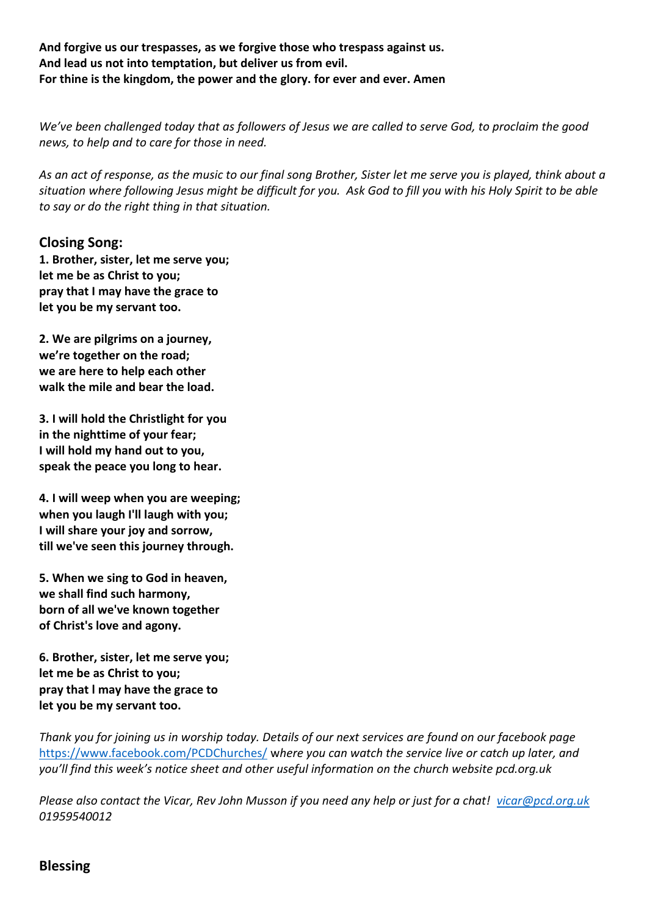**And forgive us our trespasses, as we forgive those who trespass against us.**
**And lead us not into temptation, but deliver us from evil.**
**For thine is the kingdom, the power and the glory. for ever and ever. Amen**

*We've been challenged today that as followers of Jesus we are called to serve God, to proclaim the good news, to help and to care for those in need.*

*As an act of response, as the music to our final song Brother, Sister let me serve you is played, think about a situation where following Jesus might be difficult for you. Ask God to fill you with his Holy Spirit to be able to say or do the right thing in that situation.*

## Closing Song:

**1. Brother, sister, let me serve you;**
**let me be as Christ to you;**
**pray that I may have the grace to**
**let you be my servant too.**

**2. We are pilgrims on a journey,**
**we're together on the road;**
**we are here to help each other**
**walk the mile and bear the load.**

**3. I will hold the Christlight for you**
**in the nighttime of your fear;**
**I will hold my hand out to you,**
**speak the peace you long to hear.**

**4. I will weep when you are weeping;**
**when you laugh I'll laugh with you;**
**I will share your joy and sorrow,**
**till we've seen this journey through.**

**5. When we sing to God in heaven,**
**we shall find such harmony,**
**born of all we've known together**
**of Christ's love and agony.**

**6. Brother, sister, let me serve you;**
**let me be as Christ to you;**
**pray that I may have the grace to**
**let you be my servant too.**

*Thank you for joining us in worship today. Details of our next services are found on our facebook page [https://www.facebook.com/PCDChurches/](https://www.facebook.com/PCDChurches/) where you can watch the service live or catch up later, and you'll find this week's notice sheet and other useful information on the church website pcd.org.uk*

*Please also contact the Vicar, Rev John Musson if you need any help or just for a chat! [vicar@pcd.org.uk](mailto:vicar@pcd.org.uk) 01959540012*

## Blessing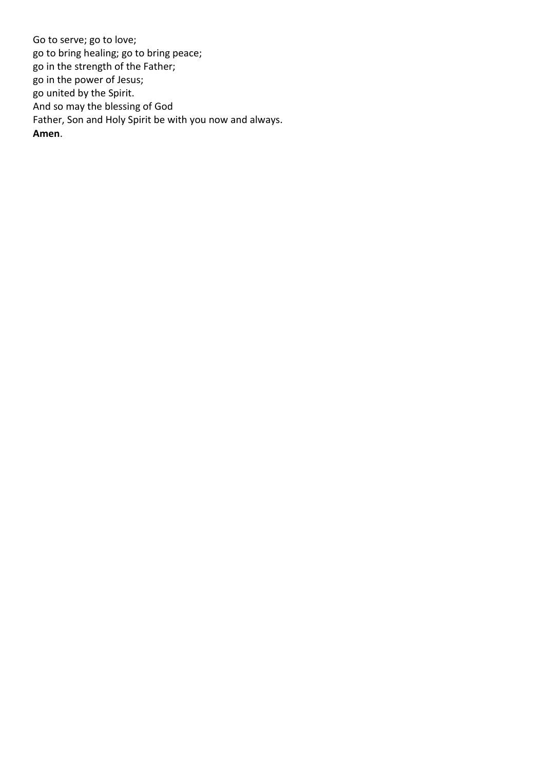Go to serve; go to love;
go to bring healing; go to bring peace;
go in the strength of the Father;
go in the power of Jesus;
go united by the Spirit.
And so may the blessing of God
Father, Son and Holy Spirit be with you now and always.
**Amen**.